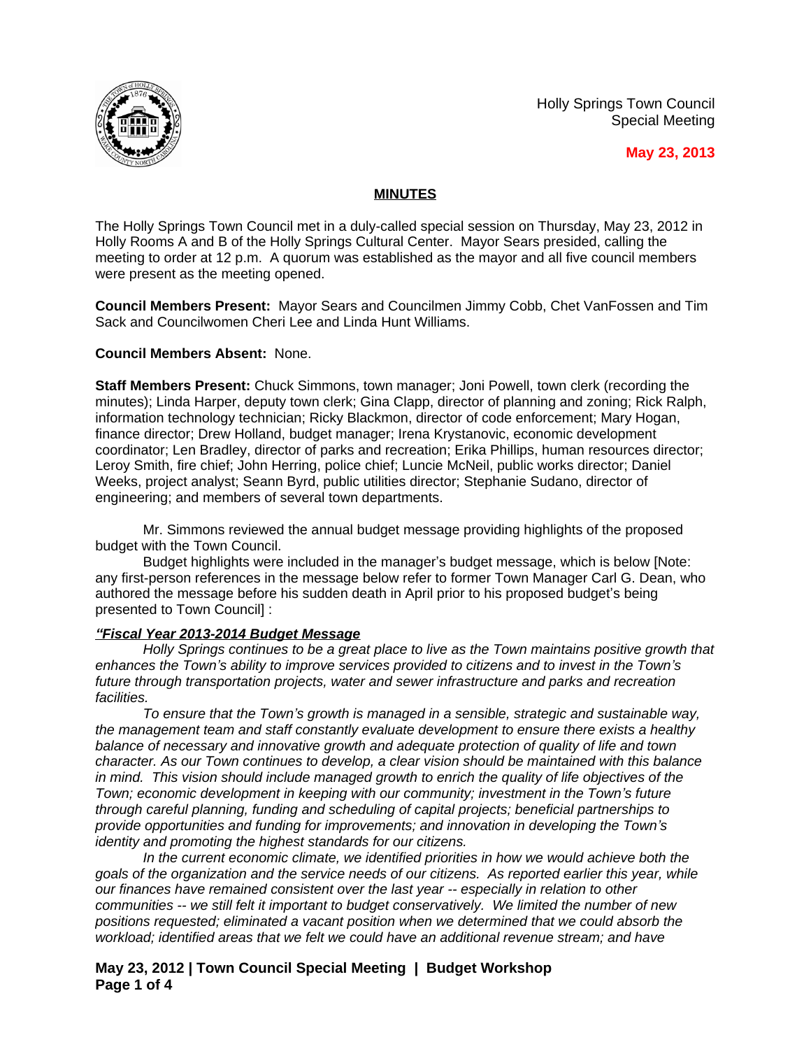Holly Springs Town Council
Special Meeting

**May 23, 2013**

## MINUTES

The Holly Springs Town Council met in a duly-called special session on Thursday, May 23, 2012 in Holly Rooms A and B of the Holly Springs Cultural Center. Mayor Sears presided, calling the meeting to order at 12 p.m. A quorum was established as the mayor and all five council members were present as the meeting opened.

**Council Members Present:** Mayor Sears and Councilmen Jimmy Cobb, Chet VanFossen and Tim Sack and Councilwomen Cheri Lee and Linda Hunt Williams.

**Council Members Absent:** None.

**Staff Members Present:** Chuck Simmons, town manager; Joni Powell, town clerk (recording the minutes); Linda Harper, deputy town clerk; Gina Clapp, director of planning and zoning; Rick Ralph, information technology technician; Ricky Blackmon, director of code enforcement; Mary Hogan, finance director; Drew Holland, budget manager; Irena Krystanovic, economic development coordinator; Len Bradley, director of parks and recreation; Erika Phillips, human resources director; Leroy Smith, fire chief; John Herring, police chief; Luncie McNeil, public works director; Daniel Weeks, project analyst; Seann Byrd, public utilities director; Stephanie Sudano, director of engineering; and members of several town departments.

Mr. Simmons reviewed the annual budget message providing highlights of the proposed budget with the Town Council.

Budget highlights were included in the manager's budget message, which is below [Note: any first-person references in the message below refer to former Town Manager Carl G. Dean, who authored the message before his sudden death in April prior to his proposed budget's being presented to Town Council] :

***"Fiscal Year 2013-2014 Budget Message***

*Holly Springs continues to be a great place to live as the Town maintains positive growth that enhances the Town's ability to improve services provided to citizens and to invest in the Town's future through transportation projects, water and sewer infrastructure and parks and recreation facilities.*

*To ensure that the Town's growth is managed in a sensible, strategic and sustainable way, the management team and staff constantly evaluate development to ensure there exists a healthy balance of necessary and innovative growth and adequate protection of quality of life and town character. As our Town continues to develop, a clear vision should be maintained with this balance in mind. This vision should include managed growth to enrich the quality of life objectives of the Town; economic development in keeping with our community; investment in the Town's future through careful planning, funding and scheduling of capital projects; beneficial partnerships to provide opportunities and funding for improvements; and innovation in developing the Town's identity and promoting the highest standards for our citizens.*

*In the current economic climate, we identified priorities in how we would achieve both the goals of the organization and the service needs of our citizens. As reported earlier this year, while our finances have remained consistent over the last year -- especially in relation to other communities -- we still felt it important to budget conservatively. We limited the number of new positions requested; eliminated a vacant position when we determined that we could absorb the workload; identified areas that we felt we could have an additional revenue stream; and have*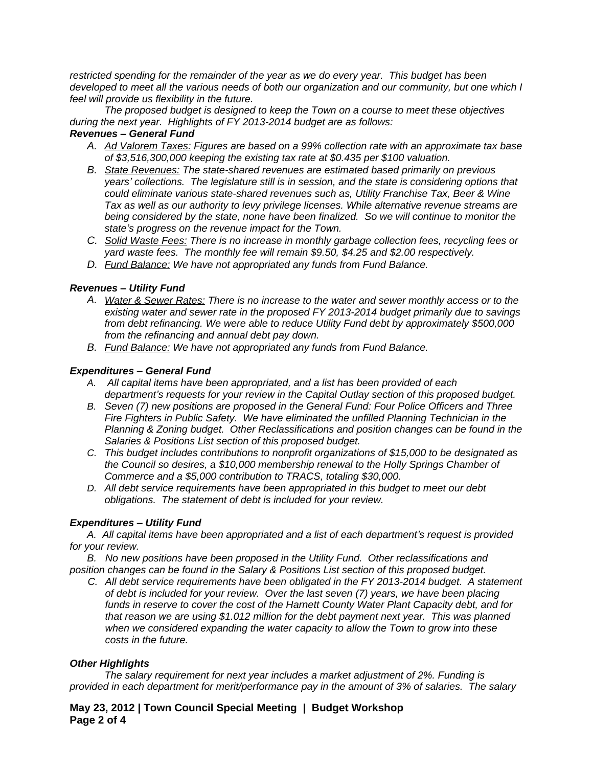*restricted spending for the remainder of the year as we do every year. This budget has been developed to meet all the various needs of both our organization and our community, but one which I feel will provide us flexibility in the future.*

*The proposed budget is designed to keep the Town on a course to meet these objectives during the next year. Highlights of FY 2013-2014 budget are as follows:*

***Revenues – General Fund***

- *A. <u>Ad Valorem Taxes:</u> Figures are based on a 99% collection rate with an approximate tax base of $3,516,300,000 keeping the existing tax rate at $0.435 per $100 valuation.*
- *B. <u>State Revenues:</u> The state-shared revenues are estimated based primarily on previous years' collections. The legislature still is in session, and the state is considering options that could eliminate various state-shared revenues such as, Utility Franchise Tax, Beer & Wine Tax as well as our authority to levy privilege licenses. While alternative revenue streams are being considered by the state, none have been finalized. So we will continue to monitor the state's progress on the revenue impact for the Town.*
- *C. <u>Solid Waste Fees:</u> There is no increase in monthly garbage collection fees, recycling fees or yard waste fees. The monthly fee will remain $9.50, $4.25 and $2.00 respectively.*
- *D. <u>Fund Balance:</u> We have not appropriated any funds from Fund Balance.*

***Revenues – Utility Fund***

- *A. <u>Water & Sewer Rates:</u> There is no increase to the water and sewer monthly access or to the existing water and sewer rate in the proposed FY 2013-2014 budget primarily due to savings from debt refinancing. We were able to reduce Utility Fund debt by approximately $500,000 from the refinancing and annual debt pay down.*
- *B. <u>Fund Balance:</u> We have not appropriated any funds from Fund Balance.*

***Expenditures – General Fund***

- *A. All capital items have been appropriated, and a list has been provided of each department's requests for your review in the Capital Outlay section of this proposed budget.*
- *B. Seven (7) new positions are proposed in the General Fund: Four Police Officers and Three Fire Fighters in Public Safety. We have eliminated the unfilled Planning Technician in the Planning & Zoning budget. Other Reclassifications and position changes can be found in the Salaries & Positions List section of this proposed budget.*
- *C. This budget includes contributions to nonprofit organizations of $15,000 to be designated as the Council so desires, a $10,000 membership renewal to the Holly Springs Chamber of Commerce and a $5,000 contribution to TRACS, totaling $30,000.*
- *D. All debt service requirements have been appropriated in this budget to meet our debt obligations. The statement of debt is included for your review.*

***Expenditures – Utility Fund***

- *A. All capital items have been appropriated and a list of each department's request is provided for your review.*
- *B. No new positions have been proposed in the Utility Fund. Other reclassifications and position changes can be found in the Salary & Positions List section of this proposed budget.*
- *C. All debt service requirements have been obligated in the FY 2013-2014 budget. A statement of debt is included for your review. Over the last seven (7) years, we have been placing funds in reserve to cover the cost of the Harnett County Water Plant Capacity debt, and for that reason we are using $1.012 million for the debt payment next year. This was planned when we considered expanding the water capacity to allow the Town to grow into these costs in the future.*

***Other Highlights***

*The salary requirement for next year includes a market adjustment of 2%. Funding is provided in each department for merit/performance pay in the amount of 3% of salaries. The salary*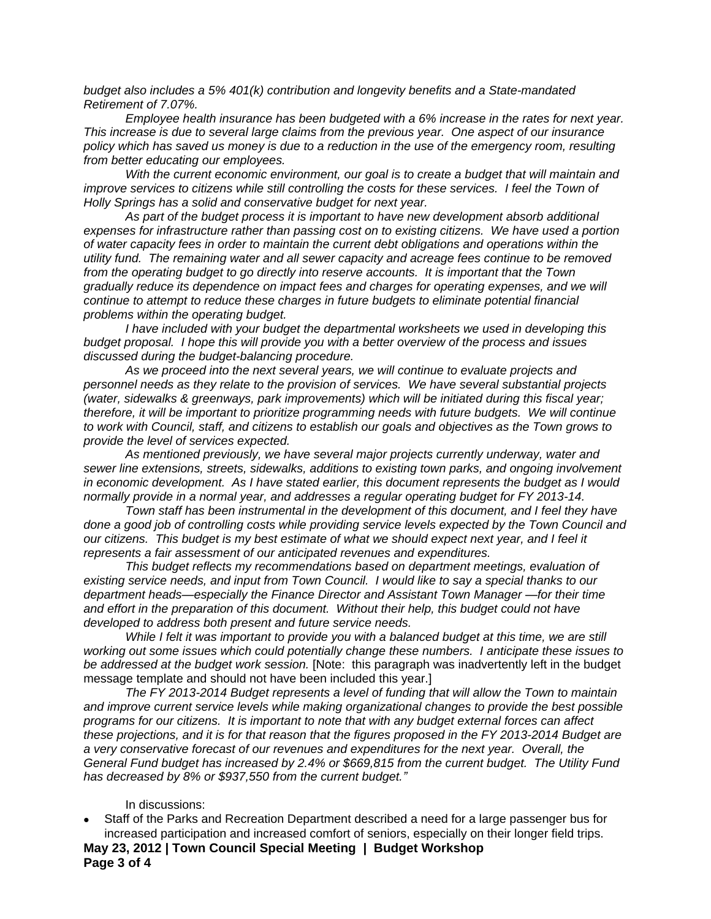*budget also includes a 5% 401(k) contribution and longevity benefits and a State-mandated Retirement of 7.07%.*

*Employee health insurance has been budgeted with a 6% increase in the rates for next year. This increase is due to several large claims from the previous year. One aspect of our insurance policy which has saved us money is due to a reduction in the use of the emergency room, resulting from better educating our employees.*

*With the current economic environment, our goal is to create a budget that will maintain and improve services to citizens while still controlling the costs for these services. I feel the Town of Holly Springs has a solid and conservative budget for next year.*

*As part of the budget process it is important to have new development absorb additional expenses for infrastructure rather than passing cost on to existing citizens. We have used a portion of water capacity fees in order to maintain the current debt obligations and operations within the utility fund. The remaining water and all sewer capacity and acreage fees continue to be removed from the operating budget to go directly into reserve accounts. It is important that the Town gradually reduce its dependence on impact fees and charges for operating expenses, and we will continue to attempt to reduce these charges in future budgets to eliminate potential financial problems within the operating budget.*

*I have included with your budget the departmental worksheets we used in developing this budget proposal. I hope this will provide you with a better overview of the process and issues discussed during the budget-balancing procedure.*

*As we proceed into the next several years, we will continue to evaluate projects and personnel needs as they relate to the provision of services. We have several substantial projects (water, sidewalks & greenways, park improvements) which will be initiated during this fiscal year; therefore, it will be important to prioritize programming needs with future budgets. We will continue to work with Council, staff, and citizens to establish our goals and objectives as the Town grows to provide the level of services expected.*

*As mentioned previously, we have several major projects currently underway, water and sewer line extensions, streets, sidewalks, additions to existing town parks, and ongoing involvement in economic development. As I have stated earlier, this document represents the budget as I would normally provide in a normal year, and addresses a regular operating budget for FY 2013-14.*

*Town staff has been instrumental in the development of this document, and I feel they have done a good job of controlling costs while providing service levels expected by the Town Council and our citizens. This budget is my best estimate of what we should expect next year, and I feel it represents a fair assessment of our anticipated revenues and expenditures.*

*This budget reflects my recommendations based on department meetings, evaluation of existing service needs, and input from Town Council. I would like to say a special thanks to our department heads—especially the Finance Director and Assistant Town Manager —for their time and effort in the preparation of this document. Without their help, this budget could not have developed to address both present and future service needs.*

*While I felt it was important to provide you with a balanced budget at this time, we are still working out some issues which could potentially change these numbers. I anticipate these issues to be addressed at the budget work session.* [Note: this paragraph was inadvertently left in the budget message template and should not have been included this year.]

*The FY 2013-2014 Budget represents a level of funding that will allow the Town to maintain and improve current service levels while making organizational changes to provide the best possible programs for our citizens. It is important to note that with any budget external forces can affect these projections, and it is for that reason that the figures proposed in the FY 2013-2014 Budget are a very conservative forecast of our revenues and expenditures for the next year. Overall, the General Fund budget has increased by 2.4% or $669,815 from the current budget. The Utility Fund has decreased by 8% or $937,550 from the current budget."*

In discussions:

- Staff of the Parks and Recreation Department described a need for a large passenger bus for increased participation and increased comfort of seniors, especially on their longer field trips.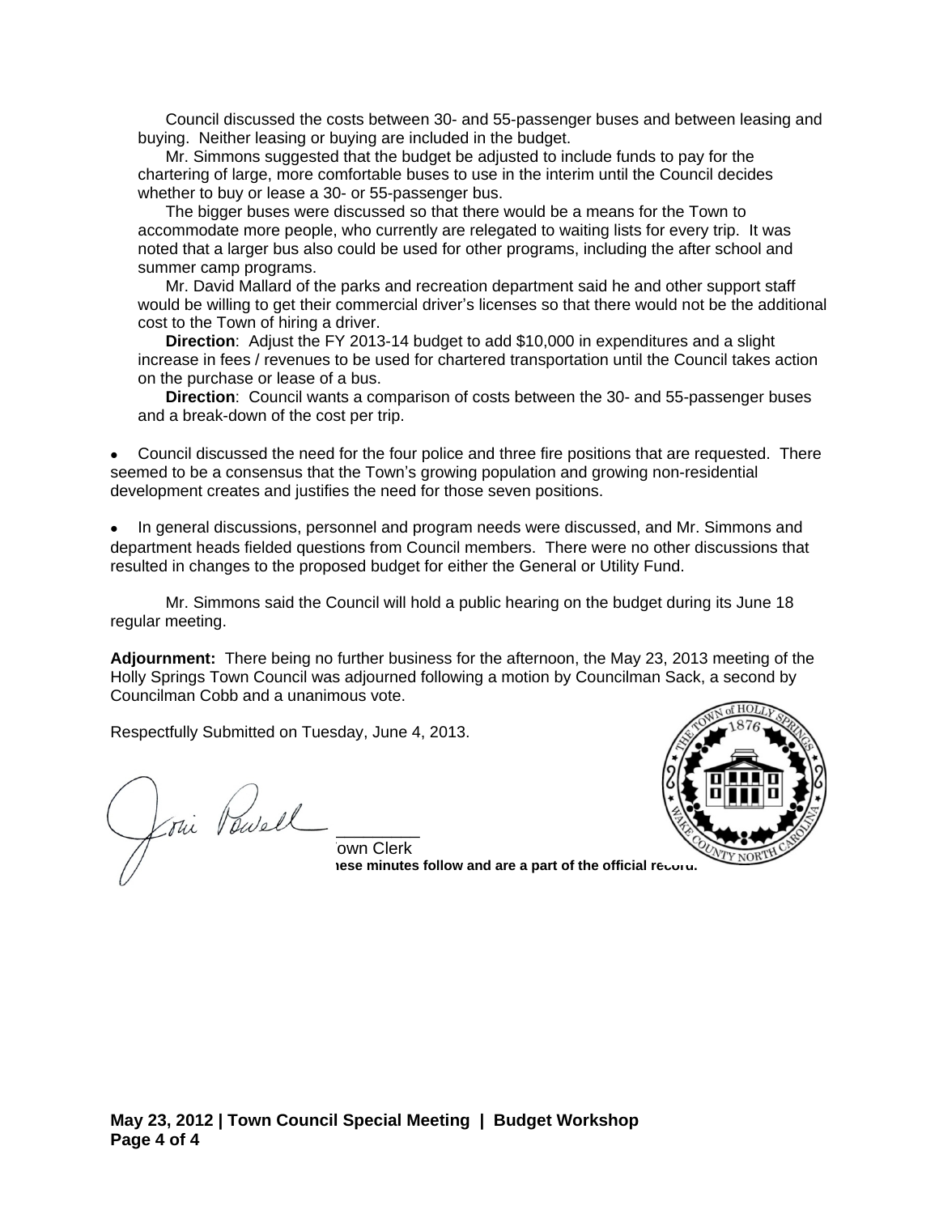Council discussed the costs between 30- and 55-passenger buses and between leasing and buying. Neither leasing or buying are included in the budget.

Mr. Simmons suggested that the budget be adjusted to include funds to pay for the chartering of large, more comfortable buses to use in the interim until the Council decides whether to buy or lease a 30- or 55-passenger bus.

The bigger buses were discussed so that there would be a means for the Town to accommodate more people, who currently are relegated to waiting lists for every trip. It was noted that a larger bus also could be used for other programs, including the after school and summer camp programs.

Mr. David Mallard of the parks and recreation department said he and other support staff would be willing to get their commercial driver's licenses so that there would not be the additional cost to the Town of hiring a driver.

**Direction**: Adjust the FY 2013-14 budget to add $10,000 in expenditures and a slight increase in fees / revenues to be used for chartered transportation until the Council takes action on the purchase or lease of a bus.

**Direction**: Council wants a comparison of costs between the 30- and 55-passenger buses and a break-down of the cost per trip.

- Council discussed the need for the four police and three fire positions that are requested. There seemed to be a consensus that the Town's growing population and growing non-residential development creates and justifies the need for those seven positions.

- In general discussions, personnel and program needs were discussed, and Mr. Simmons and department heads fielded questions from Council members. There were no other discussions that resulted in changes to the proposed budget for either the General or Utility Fund.

Mr. Simmons said the Council will hold a public hearing on the budget during its June 18 regular meeting.

**Adjournment:** There being no further business for the afternoon, the May 23, 2013 meeting of the Holly Springs Town Council was adjourned following a motion by Councilman Sack, a second by Councilman Cobb and a unanimous vote.

Respectfully Submitted on Tuesday, June 4, 2013.

Joni Powell ________

Town Clerk

**These minutes follow and are a part of the official record.**